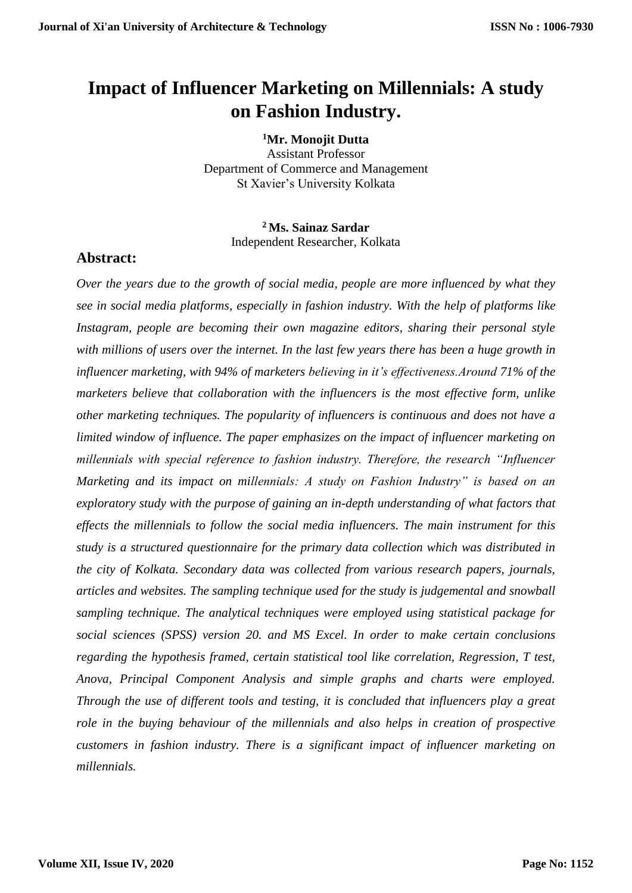# Impact of Influencer Marketing on Millennials: A study on Fashion Industry.

[1] **Mr. Monojit Dutta**
Assistant Professor
Department of Commerce and Management
St Xavier's University Kolkata

[2] **Ms. Sainaz Sardar**
Independent Researcher, Kolkata

## Abstract:

*Over the years due to the growth of social media, people are more influenced by what they see in social media platforms, especially in fashion industry. With the help of platforms like Instagram, people are becoming their own magazine editors, sharing their personal style with millions of users over the internet. In the last few years there has been a huge growth in influencer marketing, with 94% of marketers believing in it's effectiveness.Around 71% of the marketers believe that collaboration with the influencers is the most effective form, unlike other marketing techniques. The popularity of influencers is continuous and does not have a limited window of influence. The paper emphasizes on the impact of influencer marketing on millennials with special reference to fashion industry. Therefore, the research "Influencer Marketing and its impact on millennials: A study on Fashion Industry" is based on an exploratory study with the purpose of gaining an in-depth understanding of what factors that effects the millennials to follow the social media influencers. The main instrument for this study is a structured questionnaire for the primary data collection which was distributed in the city of Kolkata. Secondary data was collected from various research papers, journals, articles and websites. The sampling technique used for the study is judgemental and snowball sampling technique. The analytical techniques were employed using statistical package for social sciences (SPSS) version 20. and MS Excel. In order to make certain conclusions regarding the hypothesis framed, certain statistical tool like correlation, Regression, T test, Anova, Principal Component Analysis and simple graphs and charts were employed. Through the use of different tools and testing, it is concluded that influencers play a great role in the buying behaviour of the millennials and also helps in creation of prospective customers in fashion industry. There is a significant impact of influencer marketing on millennials.*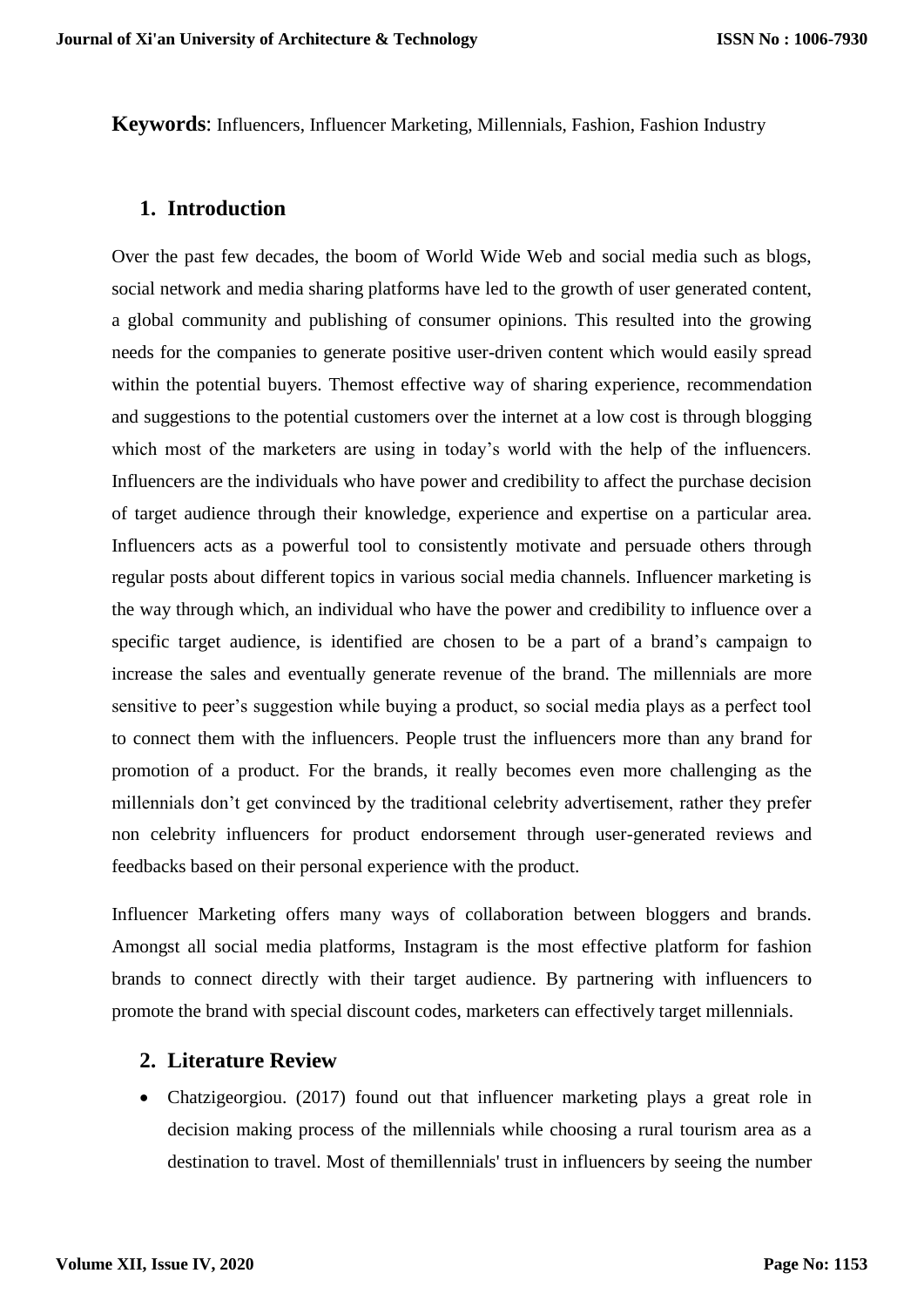**Keywords**: Influencers, Influencer Marketing, Millennials, Fashion, Fashion Industry

## 1. Introduction

Over the past few decades, the boom of World Wide Web and social media such as blogs, social network and media sharing platforms have led to the growth of user generated content, a global community and publishing of consumer opinions. This resulted into the growing needs for the companies to generate positive user-driven content which would easily spread within the potential buyers. Themost effective way of sharing experience, recommendation and suggestions to the potential customers over the internet at a low cost is through blogging which most of the marketers are using in today's world with the help of the influencers. Influencers are the individuals who have power and credibility to affect the purchase decision of target audience through their knowledge, experience and expertise on a particular area. Influencers acts as a powerful tool to consistently motivate and persuade others through regular posts about different topics in various social media channels. Influencer marketing is the way through which, an individual who have the power and credibility to influence over a specific target audience, is identified are chosen to be a part of a brand's campaign to increase the sales and eventually generate revenue of the brand. The millennials are more sensitive to peer's suggestion while buying a product, so social media plays as a perfect tool to connect them with the influencers. People trust the influencers more than any brand for promotion of a product. For the brands, it really becomes even more challenging as the millennials don't get convinced by the traditional celebrity advertisement, rather they prefer non celebrity influencers for product endorsement through user-generated reviews and feedbacks based on their personal experience with the product.

Influencer Marketing offers many ways of collaboration between bloggers and brands. Amongst all social media platforms, Instagram is the most effective platform for fashion brands to connect directly with their target audience. By partnering with influencers to promote the brand with special discount codes, marketers can effectively target millennials.

## 2. Literature Review

- Chatzigeorgiou. (2017) found out that influencer marketing plays a great role in decision making process of the millennials while choosing a rural tourism area as a destination to travel. Most of themillennials' trust in influencers by seeing the number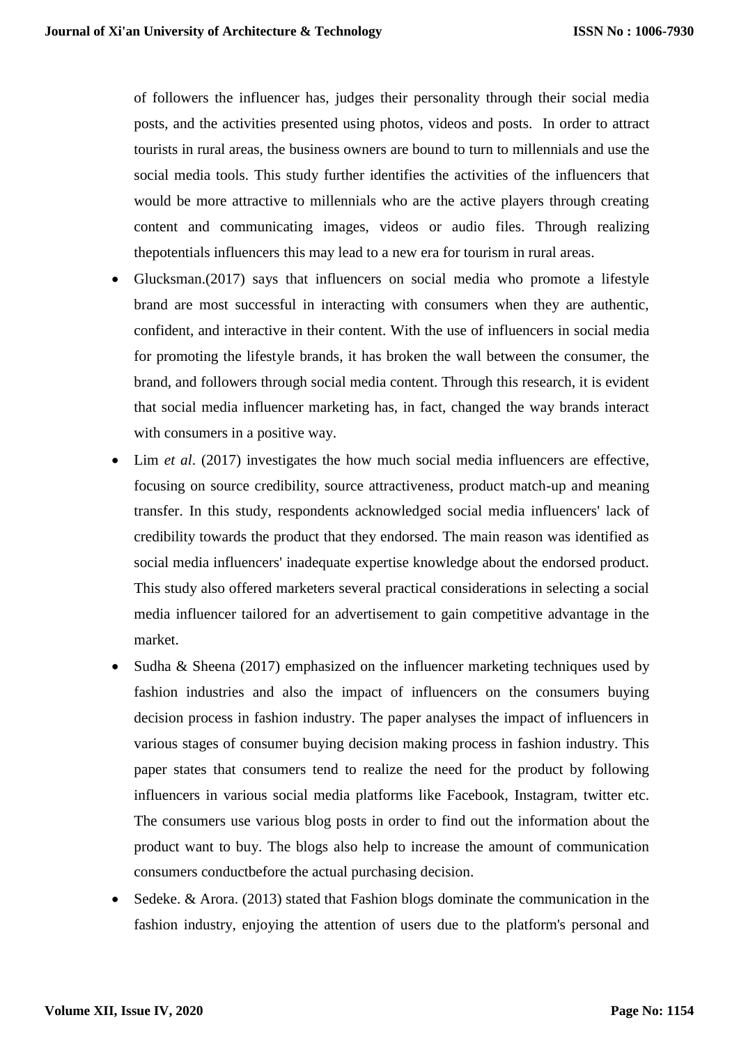of followers the influencer has, judges their personality through their social media posts, and the activities presented using photos, videos and posts. In order to attract tourists in rural areas, the business owners are bound to turn to millennials and use the social media tools. This study further identifies the activities of the influencers that would be more attractive to millennials who are the active players through creating content and communicating images, videos or audio files. Through realizing thepotentials influencers this may lead to a new era for tourism in rural areas.

- Glucksman.(2017) says that influencers on social media who promote a lifestyle brand are most successful in interacting with consumers when they are authentic, confident, and interactive in their content. With the use of influencers in social media for promoting the lifestyle brands, it has broken the wall between the consumer, the brand, and followers through social media content. Through this research, it is evident that social media influencer marketing has, in fact, changed the way brands interact with consumers in a positive way.
- Lim *et al*. (2017) investigates the how much social media influencers are effective, focusing on source credibility, source attractiveness, product match-up and meaning transfer. In this study, respondents acknowledged social media influencers' lack of credibility towards the product that they endorsed. The main reason was identified as social media influencers' inadequate expertise knowledge about the endorsed product. This study also offered marketers several practical considerations in selecting a social media influencer tailored for an advertisement to gain competitive advantage in the market.
- Sudha & Sheena (2017) emphasized on the influencer marketing techniques used by fashion industries and also the impact of influencers on the consumers buying decision process in fashion industry. The paper analyses the impact of influencers in various stages of consumer buying decision making process in fashion industry. This paper states that consumers tend to realize the need for the product by following influencers in various social media platforms like Facebook, Instagram, twitter etc. The consumers use various blog posts in order to find out the information about the product want to buy. The blogs also help to increase the amount of communication consumers conductbefore the actual purchasing decision.
- Sedeke. & Arora. (2013) stated that Fashion blogs dominate the communication in the fashion industry, enjoying the attention of users due to the platform's personal and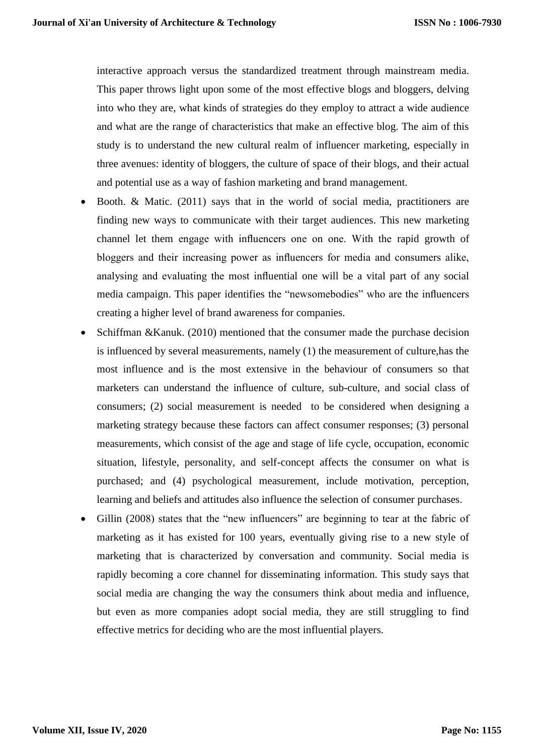interactive approach versus the standardized treatment through mainstream media. This paper throws light upon some of the most effective blogs and bloggers, delving into who they are, what kinds of strategies do they employ to attract a wide audience and what are the range of characteristics that make an effective blog. The aim of this study is to understand the new cultural realm of influencer marketing, especially in three avenues: identity of bloggers, the culture of space of their blogs, and their actual and potential use as a way of fashion marketing and brand management.

- Booth. & Matic. (2011) says that in the world of social media, practitioners are finding new ways to communicate with their target audiences. This new marketing channel let them engage with influencers one on one. With the rapid growth of bloggers and their increasing power as influencers for media and consumers alike, analysing and evaluating the most influential one will be a vital part of any social media campaign. This paper identifies the "newsomebodies" who are the influencers creating a higher level of brand awareness for companies.
- Schiffman &Kanuk. (2010) mentioned that the consumer made the purchase decision is influenced by several measurements, namely (1) the measurement of culture,has the most influence and is the most extensive in the behaviour of consumers so that marketers can understand the influence of culture, sub-culture, and social class of consumers; (2) social measurement is needed to be considered when designing a marketing strategy because these factors can affect consumer responses; (3) personal measurements, which consist of the age and stage of life cycle, occupation, economic situation, lifestyle, personality, and self-concept affects the consumer on what is purchased; and (4) psychological measurement, include motivation, perception, learning and beliefs and attitudes also influence the selection of consumer purchases.
- Gillin (2008) states that the "new influencers" are beginning to tear at the fabric of marketing as it has existed for 100 years, eventually giving rise to a new style of marketing that is characterized by conversation and community. Social media is rapidly becoming a core channel for disseminating information. This study says that social media are changing the way the consumers think about media and influence, but even as more companies adopt social media, they are still struggling to find effective metrics for deciding who are the most influential players.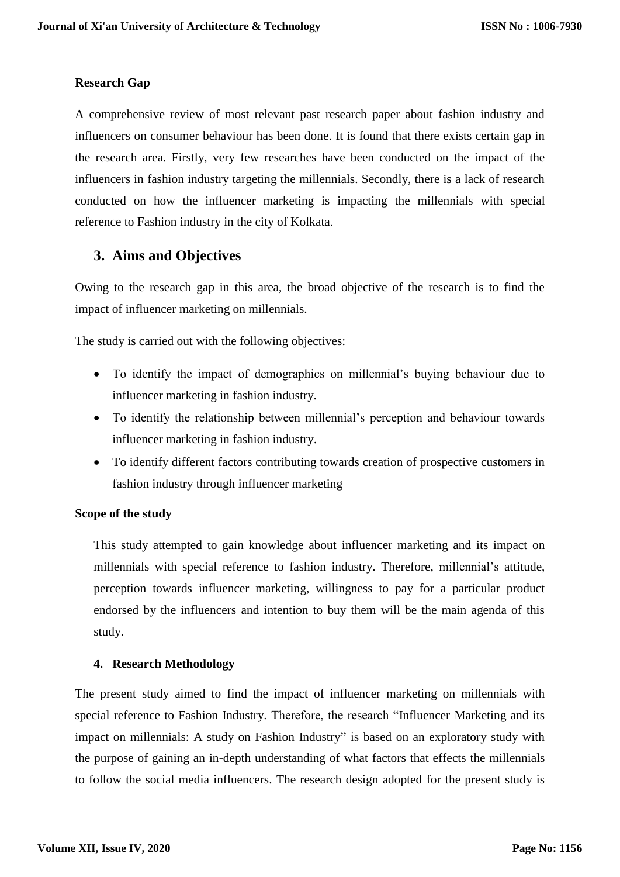**Research Gap**

A comprehensive review of most relevant past research paper about fashion industry and influencers on consumer behaviour has been done. It is found that there exists certain gap in the research area. Firstly, very few researches have been conducted on the impact of the influencers in fashion industry targeting the millennials. Secondly, there is a lack of research conducted on how the influencer marketing is impacting the millennials with special reference to Fashion industry in the city of Kolkata.

## 3. Aims and Objectives

Owing to the research gap in this area, the broad objective of the research is to find the impact of influencer marketing on millennials.

The study is carried out with the following objectives:

- To identify the impact of demographics on millennial's buying behaviour due to influencer marketing in fashion industry.
- To identify the relationship between millennial's perception and behaviour towards influencer marketing in fashion industry.
- To identify different factors contributing towards creation of prospective customers in fashion industry through influencer marketing

**Scope of the study**

This study attempted to gain knowledge about influencer marketing and its impact on millennials with special reference to fashion industry. Therefore, millennial's attitude, perception towards influencer marketing, willingness to pay for a particular product endorsed by the influencers and intention to buy them will be the main agenda of this study.

**4. Research Methodology**

The present study aimed to find the impact of influencer marketing on millennials with special reference to Fashion Industry. Therefore, the research "Influencer Marketing and its impact on millennials: A study on Fashion Industry" is based on an exploratory study with the purpose of gaining an in-depth understanding of what factors that effects the millennials to follow the social media influencers. The research design adopted for the present study is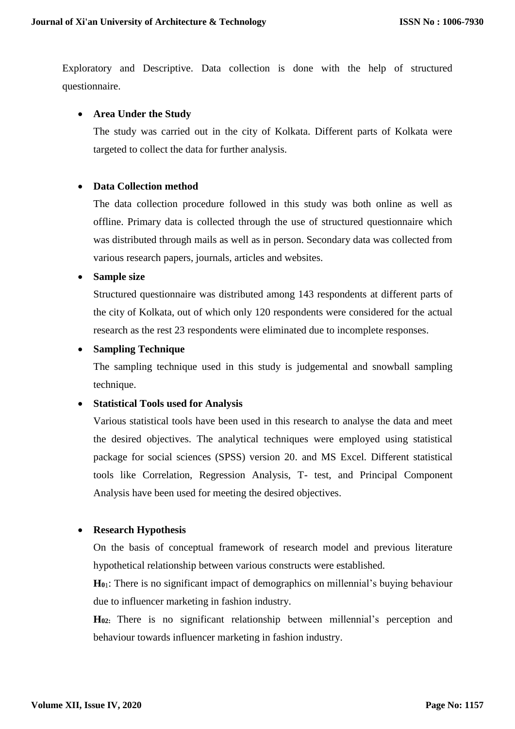Exploratory and Descriptive. Data collection is done with the help of structured questionnaire.

- **Area Under the Study**

  The study was carried out in the city of Kolkata. Different parts of Kolkata were targeted to collect the data for further analysis.

- **Data Collection method**

  The data collection procedure followed in this study was both online as well as offline. Primary data is collected through the use of structured questionnaire which was distributed through mails as well as in person. Secondary data was collected from various research papers, journals, articles and websites.

- **Sample size**

  Structured questionnaire was distributed among 143 respondents at different parts of the city of Kolkata, out of which only 120 respondents were considered for the actual research as the rest 23 respondents were eliminated due to incomplete responses.

- **Sampling Technique**

  The sampling technique used in this study is judgemental and snowball sampling technique.

- **Statistical Tools used for Analysis**

  Various statistical tools have been used in this research to analyse the data and meet the desired objectives. The analytical techniques were employed using statistical package for social sciences (SPSS) version 20. and MS Excel. Different statistical tools like Correlation, Regression Analysis, T- test, and Principal Component Analysis have been used for meeting the desired objectives.

- **Research Hypothesis**

  On the basis of conceptual framework of research model and previous literature hypothetical relationship between various constructs were established.

  **$H_{01}$**: There is no significant impact of demographics on millennial's buying behaviour due to influencer marketing in fashion industry.

  **$H_{02}$:** There is no significant relationship between millennial's perception and behaviour towards influencer marketing in fashion industry.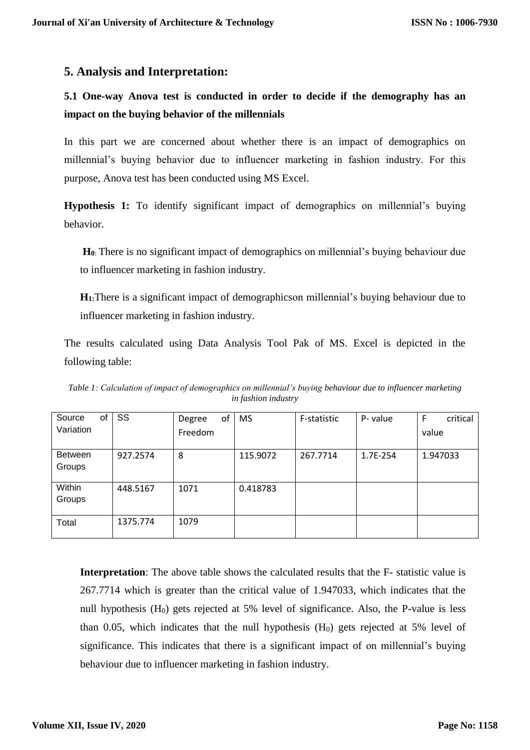## 5. Analysis and Interpretation:

### 5.1 One-way Anova test is conducted in order to decide if the demography has an impact on the buying behavior of the millennials

In this part we are concerned about whether there is an impact of demographics on millennial's buying behavior due to influencer marketing in fashion industry. For this purpose, Anova test has been conducted using MS Excel.

**Hypothesis 1:** To identify significant impact of demographics on millennial's buying behavior.

**$H_0$:** There is no significant impact of demographics on millennial's buying behaviour due to influencer marketing in fashion industry.

**$H_1$:**There is a significant impact of demographicson millennial's buying behaviour due to influencer marketing in fashion industry.

The results calculated using Data Analysis Tool Pak of MS. Excel is depicted in the following table:

*Table 1: Calculation of impact of demographics on millennial's buying behaviour due to influencer marketing in fashion industry*

| Source of Variation | SS | Degree of Freedom | MS | F-statistic | P- value | F critical value |
|---|---|---|---|---|---|---|
| Between Groups | 927.2574 | 8 | 115.9072 | 267.7714 | 1.7E-254 | 1.947033 |
| Within Groups | 448.5167 | 1071 | 0.418783 | | | |
| Total | 1375.774 | 1079 | | | | |

**Interpretation**: The above table shows the calculated results that the F- statistic value is 267.7714 which is greater than the critical value of 1.947033, which indicates that the null hypothesis ($H_0$) gets rejected at 5% level of significance. Also, the P-value is less than 0.05, which indicates that the null hypothesis ($H_0$) gets rejected at 5% level of significance. This indicates that there is a significant impact of on millennial's buying behaviour due to influencer marketing in fashion industry.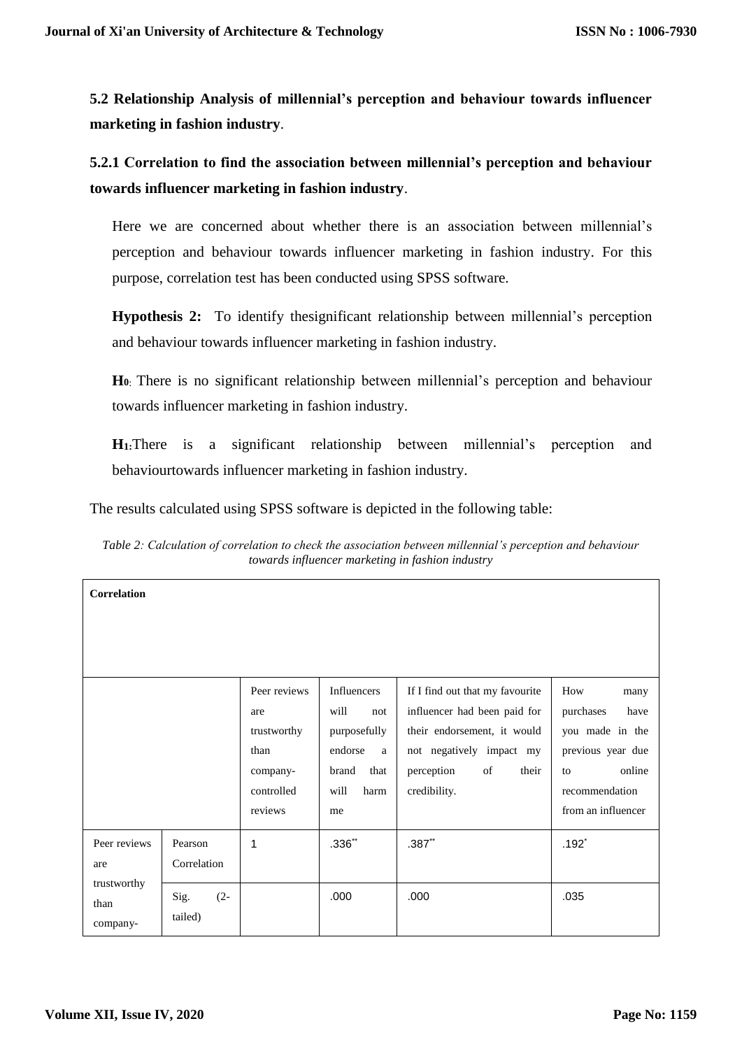**5.2 Relationship Analysis of millennial's perception and behaviour towards influencer marketing in fashion industry**.

**5.2.1 Correlation to find the association between millennial's perception and behaviour towards influencer marketing in fashion industry**.

Here we are concerned about whether there is an association between millennial's perception and behaviour towards influencer marketing in fashion industry. For this purpose, correlation test has been conducted using SPSS software.

**Hypothesis 2:** To identify thesignificant relationship between millennial's perception and behaviour towards influencer marketing in fashion industry.

**H0**: There is no significant relationship between millennial's perception and behaviour towards influencer marketing in fashion industry.

**H1**:There is a significant relationship between millennial's perception and behaviourtowards influencer marketing in fashion industry.

The results calculated using SPSS software is depicted in the following table:

*Table 2: Calculation of correlation to check the association between millennial's perception and behaviour towards influencer marketing in fashion industry*

| **Correlation** | | | | | |
|---|---|---|---|---|---|
| | | Peer reviews are trustworthy than company-controlled reviews | Influencers will not purposefully endorse a brand that will harm me | If I find out that my favourite influencer had been paid for their endorsement, it would not negatively impact my perception of their credibility. | How many purchases have you made in the previous year due to online recommendation from an influencer |
| Peer reviews are trustworthy than company- | Pearson Correlation | 1 | .336** | .387** | .192* |
| | Sig. (2-tailed) | | .000 | .000 | .035 |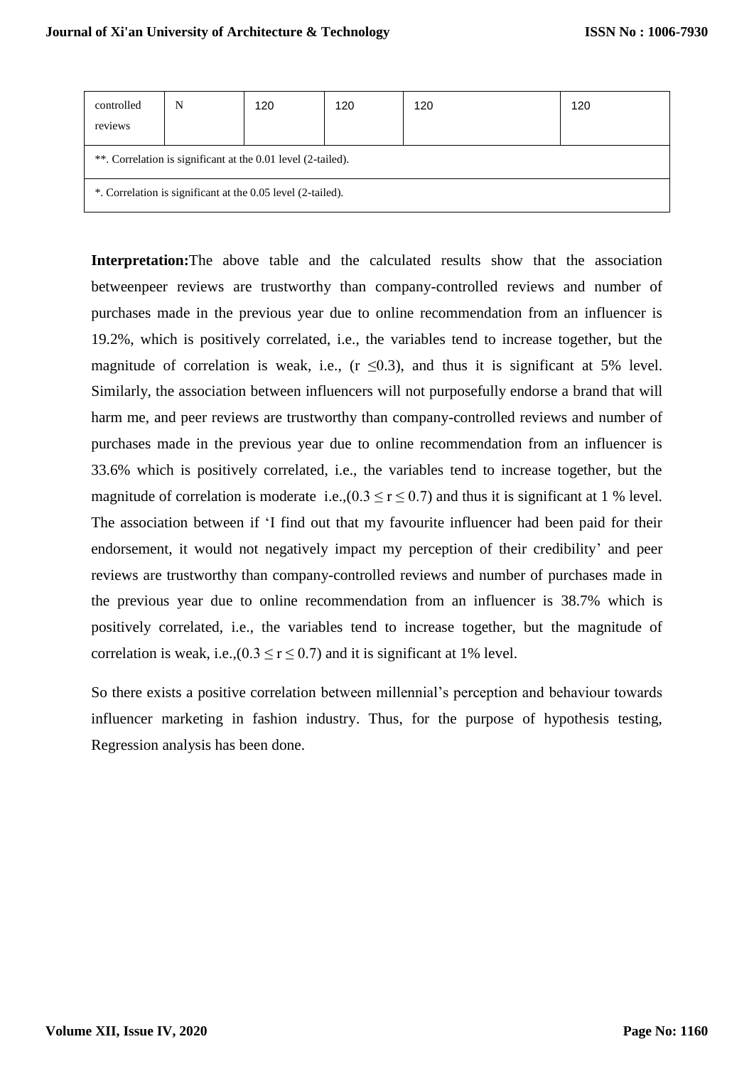| controlled reviews | N | 120 | 120 | 120 | 120 |
|---|---|---|---|---|---|
| **. Correlation is significant at the 0.01 level (2-tailed). | | | | | |
| *. Correlation is significant at the 0.05 level (2-tailed). | | | | | |

**Interpretation:**The above table and the calculated results show that the association betweenpeer reviews are trustworthy than company-controlled reviews and number of purchases made in the previous year due to online recommendation from an influencer is 19.2%, which is positively correlated, i.e., the variables tend to increase together, but the magnitude of correlation is weak, i.e., ($r \leq 0.3$), and thus it is significant at 5% level. Similarly, the association between influencers will not purposefully endorse a brand that will harm me, and peer reviews are trustworthy than company-controlled reviews and number of purchases made in the previous year due to online recommendation from an influencer is 33.6% which is positively correlated, i.e., the variables tend to increase together, but the magnitude of correlation is moderate i.e.,($0.3 \leq r \leq 0.7$) and thus it is significant at 1 % level. The association between if 'I find out that my favourite influencer had been paid for their endorsement, it would not negatively impact my perception of their credibility' and peer reviews are trustworthy than company-controlled reviews and number of purchases made in the previous year due to online recommendation from an influencer is 38.7% which is positively correlated, i.e., the variables tend to increase together, but the magnitude of correlation is weak, i.e.,($0.3 \leq r \leq 0.7$) and it is significant at 1% level.

So there exists a positive correlation between millennial's perception and behaviour towards influencer marketing in fashion industry. Thus, for the purpose of hypothesis testing, Regression analysis has been done.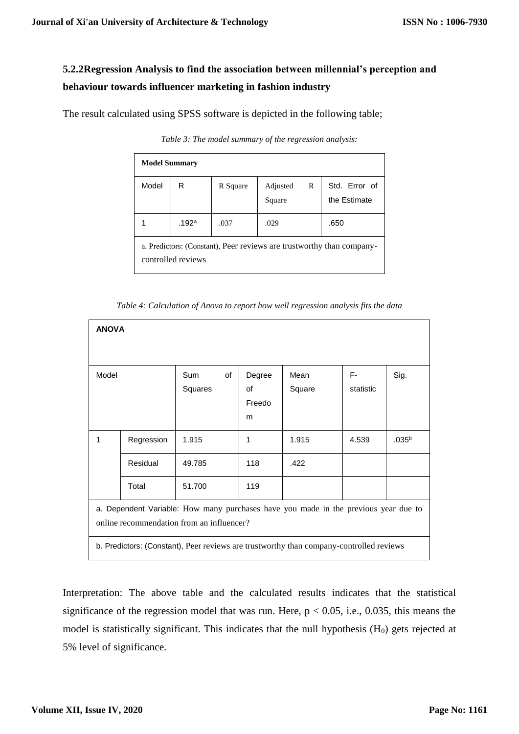### 5.2.2Regression Analysis to find the association between millennial's perception and behaviour towards influencer marketing in fashion industry

The result calculated using SPSS software is depicted in the following table;

*Table 3: The model summary of the regression analysis:*

| **Model Summary** | | | | |
|---|---|---|---|---|
| Model | R | R Square | Adjusted R Square | Std. Error of the Estimate |
| 1 | .192[a] | .037 | .029 | .650 |
| a. Predictors: (Constant), Peer reviews are trustworthy than company-controlled reviews | | | | |

*Table 4: Calculation of Anova to report how well regression analysis fits the data*

| **ANOVA** | | | | | | |
|---|---|---|---|---|---|---|
| Model | | Sum of Squares | Degree of Freedom | Mean Square | F-statistic | Sig. |
| 1 | Regression | 1.915 | 1 | 1.915 | 4.539 | .035[b] |
| | Residual | 49.785 | 118 | .422 | | |
| | Total | 51.700 | 119 | | | |
| a. Dependent Variable: How many purchases have you made in the previous year due to online recommendation from an influencer? | | | | | | |
| b. Predictors: (Constant), Peer reviews are trustworthy than company-controlled reviews | | | | | | |

Interpretation: The above table and the calculated results indicates that the statistical significance of the regression model that was run. Here, $p < 0.05$, i.e., 0.035, this means the model is statistically significant. This indicates that the null hypothesis ($H_0$) gets rejected at 5% level of significance.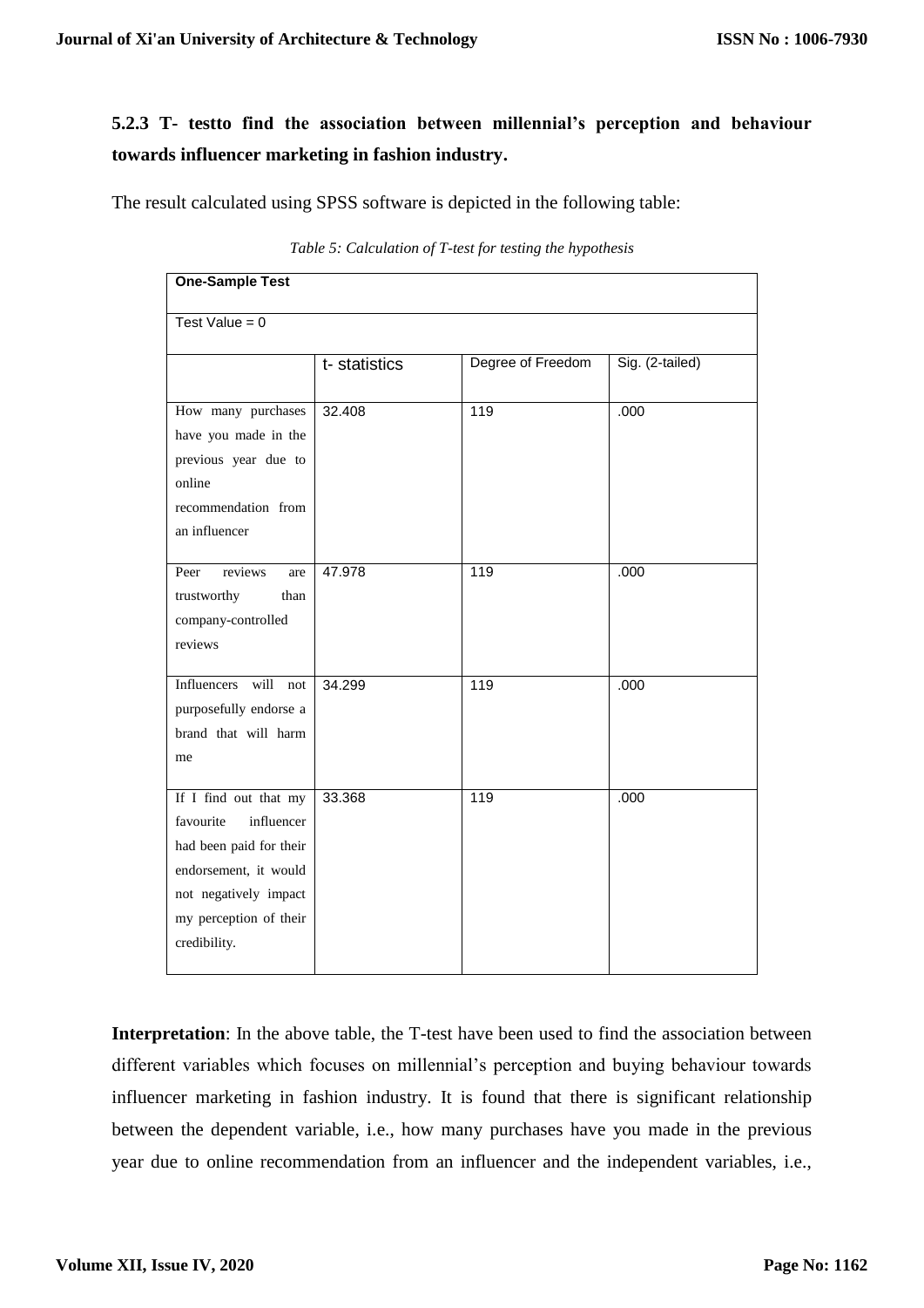### 5.2.3 T- testto find the association between millennial's perception and behaviour towards influencer marketing in fashion industry.

The result calculated using SPSS software is depicted in the following table:

*Table 5: Calculation of T-test for testing the hypothesis*

| One-Sample Test | | | |
|---|---|---|---|
| Test Value = 0 | | | |
| | t- statistics | Degree of Freedom | Sig. (2-tailed) |
| How many purchases have you made in the previous year due to online recommendation from an influencer | 32.408 | 119 | .000 |
| Peer reviews are trustworthy than company-controlled reviews | 47.978 | 119 | .000 |
| Influencers will not purposefully endorse a brand that will harm me | 34.299 | 119 | .000 |
| If I find out that my favourite influencer had been paid for their endorsement, it would not negatively impact my perception of their credibility. | 33.368 | 119 | .000 |

**Interpretation**: In the above table, the T-test have been used to find the association between different variables which focuses on millennial's perception and buying behaviour towards influencer marketing in fashion industry. It is found that there is significant relationship between the dependent variable, i.e., how many purchases have you made in the previous year due to online recommendation from an influencer and the independent variables, i.e.,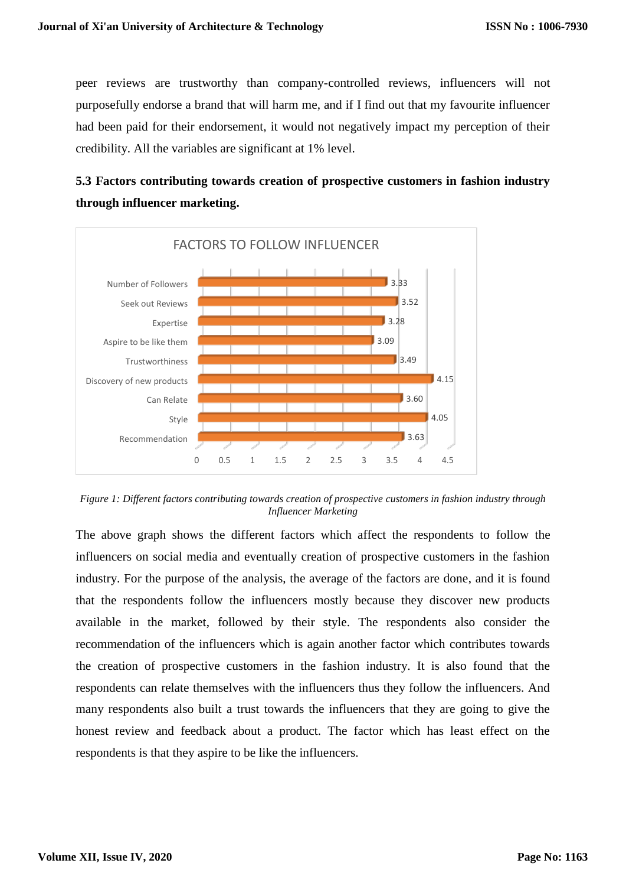peer reviews are trustworthy than company-controlled reviews, influencers will not purposefully endorse a brand that will harm me, and if I find out that my favourite influencer had been paid for their endorsement, it would not negatively impact my perception of their credibility. All the variables are significant at 1% level.

### 5.3 Factors contributing towards creation of prospective customers in fashion industry through influencer marketing.

FACTORS TO FOLLOW INFLUENCER

| Factor | Value |
|---|---|
| Number of Followers | 3.33 |
| Seek out Reviews | 3.52 |
| Expertise | 3.28 |
| Aspire to be like them | 3.09 |
| Trustworthiness | 3.49 |
| Discovery of new products | 4.15 |
| Can Relate | 3.60 |
| Style | 4.05 |
| Recommendation | 3.63 |

*Figure 1: Different factors contributing towards creation of prospective customers in fashion industry through Influencer Marketing*

The above graph shows the different factors which affect the respondents to follow the influencers on social media and eventually creation of prospective customers in the fashion industry. For the purpose of the analysis, the average of the factors are done, and it is found that the respondents follow the influencers mostly because they discover new products available in the market, followed by their style. The respondents also consider the recommendation of the influencers which is again another factor which contributes towards the creation of prospective customers in the fashion industry. It is also found that the respondents can relate themselves with the influencers thus they follow the influencers. And many respondents also built a trust towards the influencers that they are going to give the honest review and feedback about a product. The factor which has least effect on the respondents is that they aspire to be like the influencers.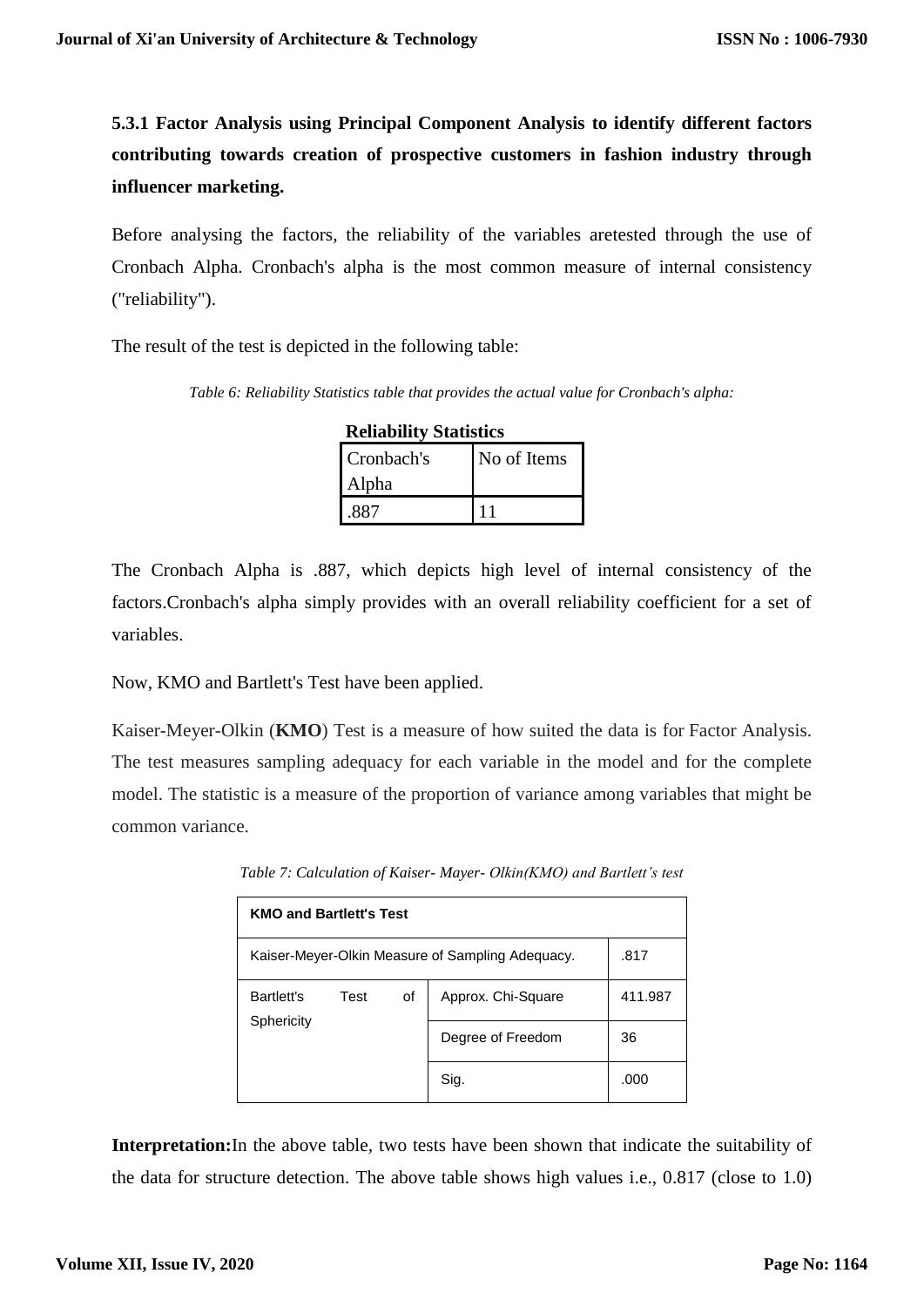**5.3.1 Factor Analysis using Principal Component Analysis to identify different factors contributing towards creation of prospective customers in fashion industry through influencer marketing.**

Before analysing the factors, the reliability of the variables aretested through the use of Cronbach Alpha. Cronbach's alpha is the most common measure of internal consistency ("reliability").

The result of the test is depicted in the following table:

*Table 6: Reliability Statistics table that provides the actual value for Cronbach's alpha:*

**Reliability Statistics**

| Cronbach's Alpha | No of Items |
|---|---|
| .887 | 11 |

The Cronbach Alpha is .887, which depicts high level of internal consistency of the factors.Cronbach's alpha simply provides with an overall reliability coefficient for a set of variables.

Now, KMO and Bartlett's Test have been applied.

Kaiser-Meyer-Olkin (**KMO**) Test is a measure of how suited the data is for Factor Analysis. The test measures sampling adequacy for each variable in the model and for the complete model. The statistic is a measure of the proportion of variance among variables that might be common variance.

*Table 7: Calculation of Kaiser- Mayer- Olkin(KMO) and Bartlett's test*

| **KMO and Bartlett's Test** | | |
|---|---|---|
| Kaiser-Meyer-Olkin Measure of Sampling Adequacy. | | .817 |
| Bartlett's Test of Sphericity | Approx. Chi-Square | 411.987 |
| | Degree of Freedom | 36 |
| | Sig. | .000 |

**Interpretation:**In the above table, two tests have been shown that indicate the suitability of the data for structure detection. The above table shows high values i.e., 0.817 (close to 1.0)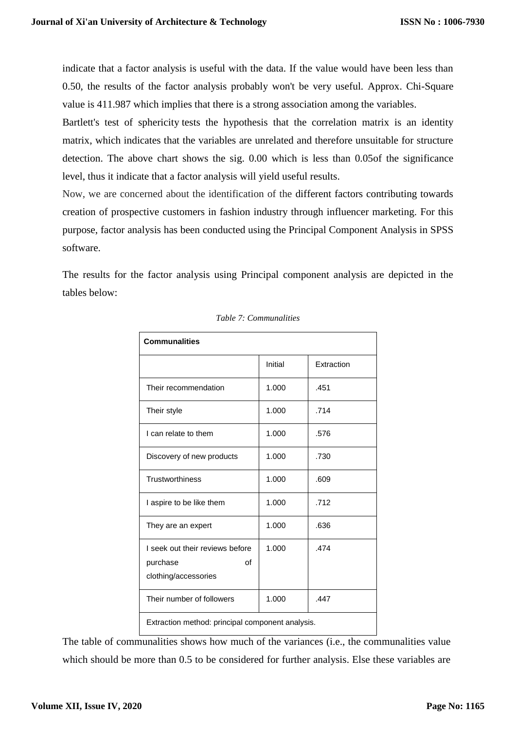indicate that a factor analysis is useful with the data. If the value would have been less than 0.50, the results of the factor analysis probably won't be very useful. Approx. Chi-Square value is 411.987 which implies that there is a strong association among the variables.

Bartlett's test of sphericity tests the hypothesis that the correlation matrix is an identity matrix, which indicates that the variables are unrelated and therefore unsuitable for structure detection. The above chart shows the sig. 0.00 which is less than 0.05of the significance level, thus it indicate that a factor analysis will yield useful results.

Now, we are concerned about the identification of the different factors contributing towards creation of prospective customers in fashion industry through influencer marketing. For this purpose, factor analysis has been conducted using the Principal Component Analysis in SPSS software.

The results for the factor analysis using Principal component analysis are depicted in the tables below:

*Table 7: Communalities*

| **Communalities** | | |
|---|---|---|
| | Initial | Extraction |
| Their recommendation | 1.000 | .451 |
| Their style | 1.000 | .714 |
| I can relate to them | 1.000 | .576 |
| Discovery of new products | 1.000 | .730 |
| Trustworthiness | 1.000 | .609 |
| I aspire to be like them | 1.000 | .712 |
| They are an expert | 1.000 | .636 |
| I seek out their reviews before purchase of clothing/accessories | 1.000 | .474 |
| Their number of followers | 1.000 | .447 |
| Extraction method: principal component analysis. | | |

The table of communalities shows how much of the variances (i.e., the communalities value which should be more than 0.5 to be considered for further analysis. Else these variables are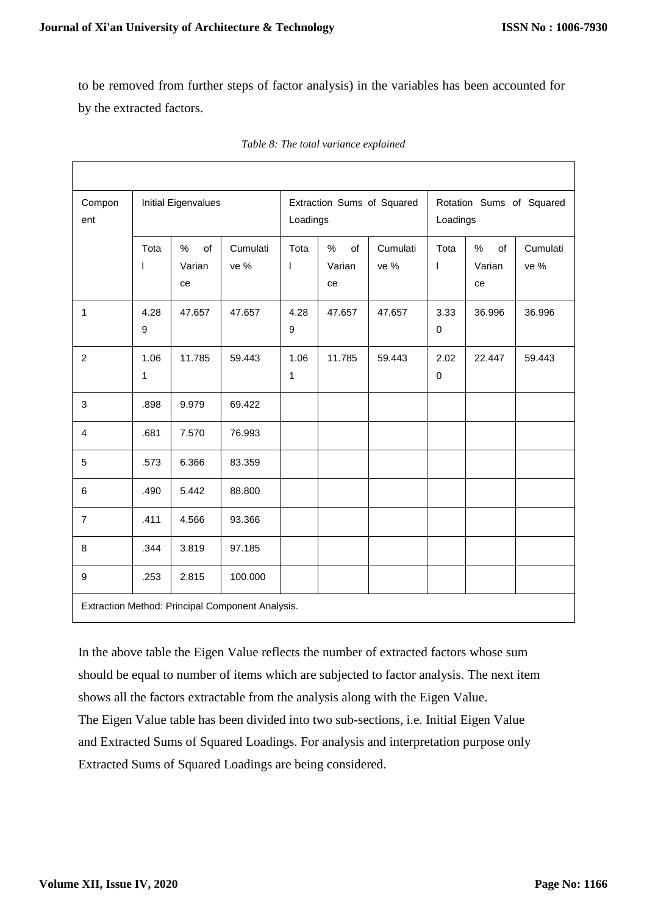to be removed from further steps of factor analysis) in the variables has been accounted for by the extracted factors.

*Table 8: The total variance explained*

| Component | Initial Eigenvalues | | | Extraction Sums of Squared Loadings | | | Rotation Sums of Squared Loadings | | |
|---|---|---|---|---|---|---|---|---|---|
| | Total | % of Variance | Cumulative % | Total | % of Variance | Cumulative % | Total | % of Variance | Cumulative % |
| 1 | 4.289 | 47.657 | 47.657 | 4.289 | 47.657 | 47.657 | 3.330 | 36.996 | 36.996 |
| 2 | 1.061 | 11.785 | 59.443 | 1.061 | 11.785 | 59.443 | 2.020 | 22.447 | 59.443 |
| 3 | .898 | 9.979 | 69.422 | | | | | | |
| 4 | .681 | 7.570 | 76.993 | | | | | | |
| 5 | .573 | 6.366 | 83.359 | | | | | | |
| 6 | .490 | 5.442 | 88.800 | | | | | | |
| 7 | .411 | 4.566 | 93.366 | | | | | | |
| 8 | .344 | 3.819 | 97.185 | | | | | | |
| 9 | .253 | 2.815 | 100.000 | | | | | | |
| Extraction Method: Principal Component Analysis. | | | | | | | | | |

In the above table the Eigen Value reflects the number of extracted factors whose sum should be equal to number of items which are subjected to factor analysis. The next item shows all the factors extractable from the analysis along with the Eigen Value.
The Eigen Value table has been divided into two sub-sections, i.e. Initial Eigen Value and Extracted Sums of Squared Loadings. For analysis and interpretation purpose only Extracted Sums of Squared Loadings are being considered.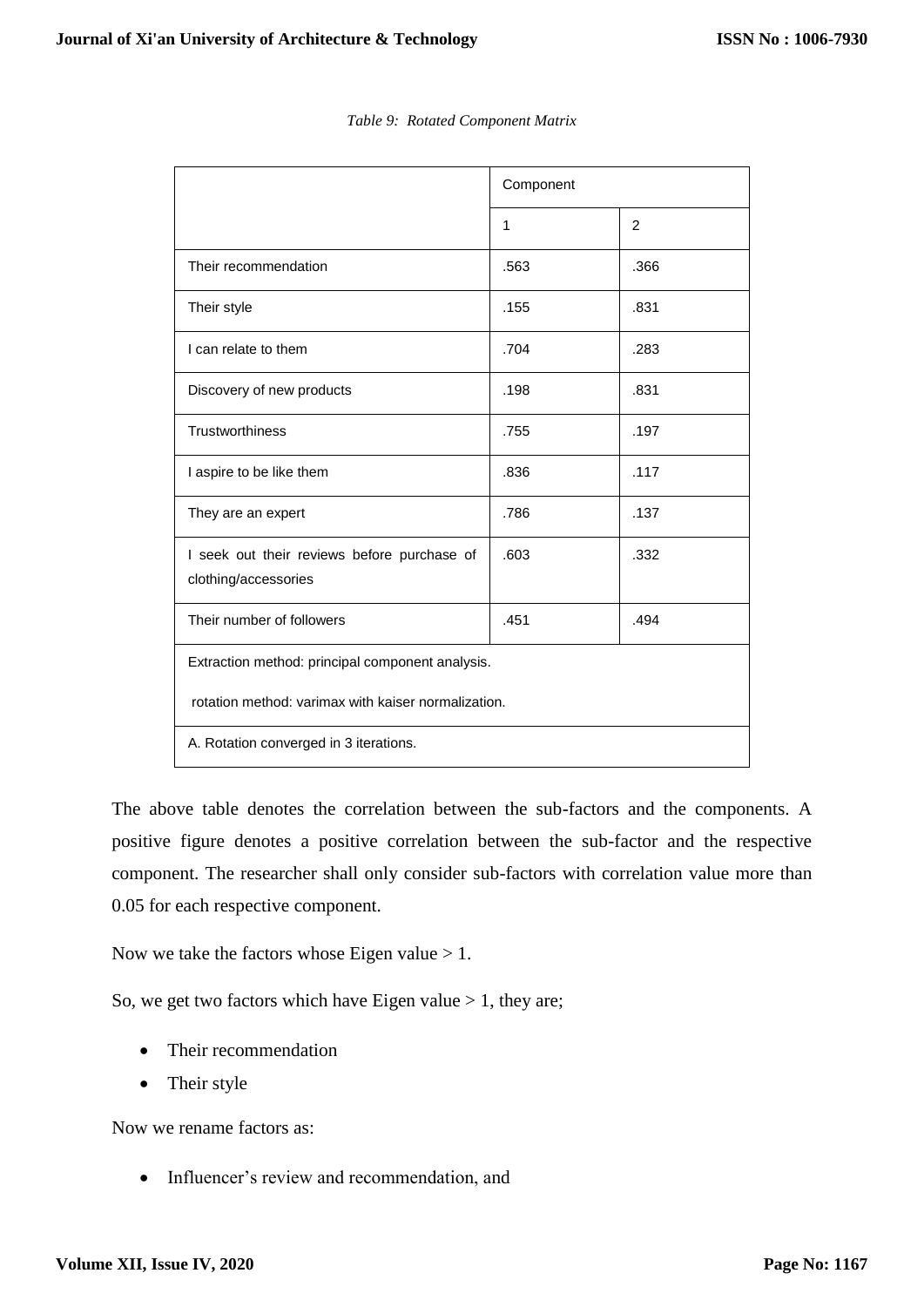*Table 9: Rotated Component Matrix*

| | Component | |
|---|---|---|
| | 1 | 2 |
| Their recommendation | .563 | .366 |
| Their style | .155 | .831 |
| I can relate to them | .704 | .283 |
| Discovery of new products | .198 | .831 |
| Trustworthiness | .755 | .197 |
| I aspire to be like them | .836 | .117 |
| They are an expert | .786 | .137 |
| I seek out their reviews before purchase of clothing/accessories | .603 | .332 |
| Their number of followers | .451 | .494 |
| Extraction method: principal component analysis. rotation method: varimax with kaiser normalization. | | |
| A. Rotation converged in 3 iterations. | | |

The above table denotes the correlation between the sub-factors and the components. A positive figure denotes a positive correlation between the sub-factor and the respective component. The researcher shall only consider sub-factors with correlation value more than 0.05 for each respective component.

Now we take the factors whose Eigen value > 1.

So, we get two factors which have Eigen value > 1, they are;

- Their recommendation
- Their style

Now we rename factors as:

- Influencer's review and recommendation, and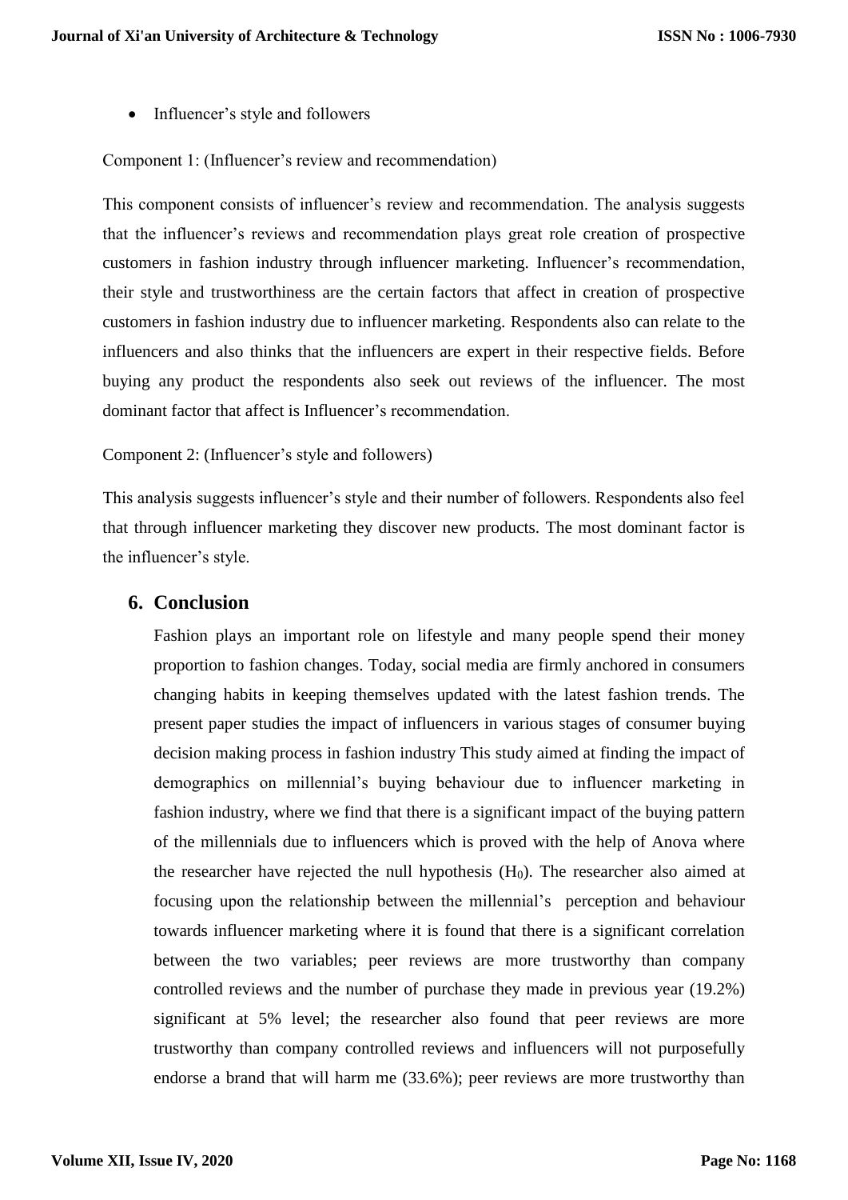- Influencer’s style and followers

Component 1: (Influencer’s review and recommendation)

This component consists of influencer’s review and recommendation. The analysis suggests that the influencer’s reviews and recommendation plays great role creation of prospective customers in fashion industry through influencer marketing. Influencer’s recommendation, their style and trustworthiness are the certain factors that affect in creation of prospective customers in fashion industry due to influencer marketing. Respondents also can relate to the influencers and also thinks that the influencers are expert in their respective fields. Before buying any product the respondents also seek out reviews of the influencer. The most dominant factor that affect is Influencer’s recommendation.

Component 2: (Influencer’s style and followers)

This analysis suggests influencer’s style and their number of followers. Respondents also feel that through influencer marketing they discover new products. The most dominant factor is the influencer’s style.

## 6. Conclusion

Fashion plays an important role on lifestyle and many people spend their money proportion to fashion changes. Today, social media are firmly anchored in consumers changing habits in keeping themselves updated with the latest fashion trends. The present paper studies the impact of influencers in various stages of consumer buying decision making process in fashion industry This study aimed at finding the impact of demographics on millennial’s buying behaviour due to influencer marketing in fashion industry, where we find that there is a significant impact of the buying pattern of the millennials due to influencers which is proved with the help of Anova where the researcher have rejected the null hypothesis ($H_0$). The researcher also aimed at focusing upon the relationship between the millennial’s perception and behaviour towards influencer marketing where it is found that there is a significant correlation between the two variables; peer reviews are more trustworthy than company controlled reviews and the number of purchase they made in previous year (19.2%) significant at 5% level; the researcher also found that peer reviews are more trustworthy than company controlled reviews and influencers will not purposefully endorse a brand that will harm me (33.6%); peer reviews are more trustworthy than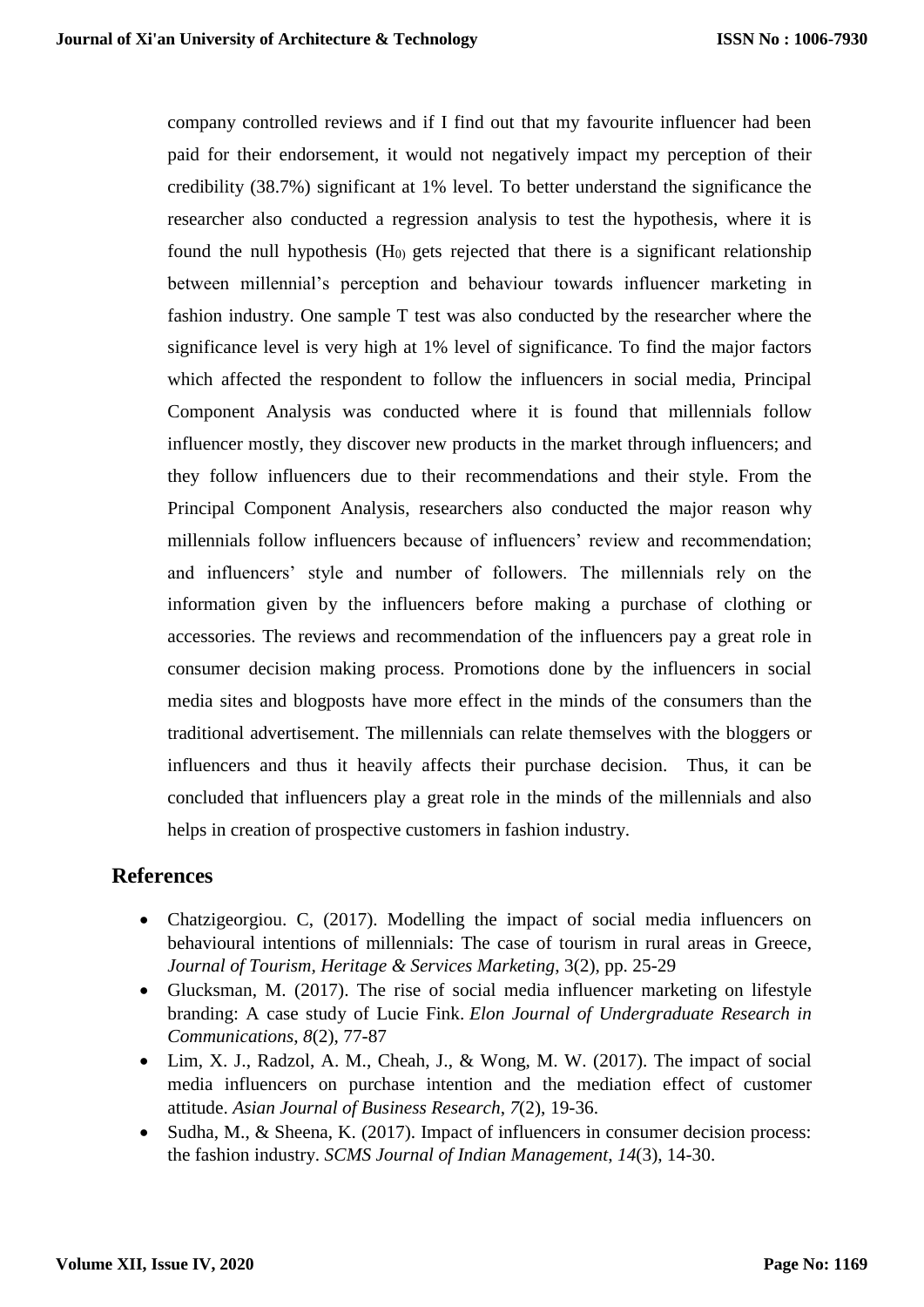company controlled reviews and if I find out that my favourite influencer had been paid for their endorsement, it would not negatively impact my perception of their credibility (38.7%) significant at 1% level. To better understand the significance the researcher also conducted a regression analysis to test the hypothesis, where it is found the null hypothesis ($H_{0)}$ gets rejected that there is a significant relationship between millennial's perception and behaviour towards influencer marketing in fashion industry. One sample T test was also conducted by the researcher where the significance level is very high at 1% level of significance. To find the major factors which affected the respondent to follow the influencers in social media, Principal Component Analysis was conducted where it is found that millennials follow influencer mostly, they discover new products in the market through influencers; and they follow influencers due to their recommendations and their style. From the Principal Component Analysis, researchers also conducted the major reason why millennials follow influencers because of influencers' review and recommendation; and influencers' style and number of followers. The millennials rely on the information given by the influencers before making a purchase of clothing or accessories. The reviews and recommendation of the influencers pay a great role in consumer decision making process. Promotions done by the influencers in social media sites and blogposts have more effect in the minds of the consumers than the traditional advertisement. The millennials can relate themselves with the bloggers or influencers and thus it heavily affects their purchase decision. Thus, it can be concluded that influencers play a great role in the minds of the millennials and also helps in creation of prospective customers in fashion industry.

## References

- Chatzigeorgiou. C, (2017). Modelling the impact of social media influencers on behavioural intentions of millennials: The case of tourism in rural areas in Greece, *Journal of Tourism, Heritage & Services Marketing,* 3(2), pp. 25-29
- Glucksman, M. (2017). The rise of social media influencer marketing on lifestyle branding: A case study of Lucie Fink. *Elon Journal of Undergraduate Research in Communications*, *8*(2), 77-87
- Lim, X. J., Radzol, A. M., Cheah, J., & Wong, M. W. (2017). The impact of social media influencers on purchase intention and the mediation effect of customer attitude. *Asian Journal of Business Research*, *7*(2), 19-36.
- Sudha, M., & Sheena, K. (2017). Impact of influencers in consumer decision process: the fashion industry. *SCMS Journal of Indian Management*, *14*(3), 14-30.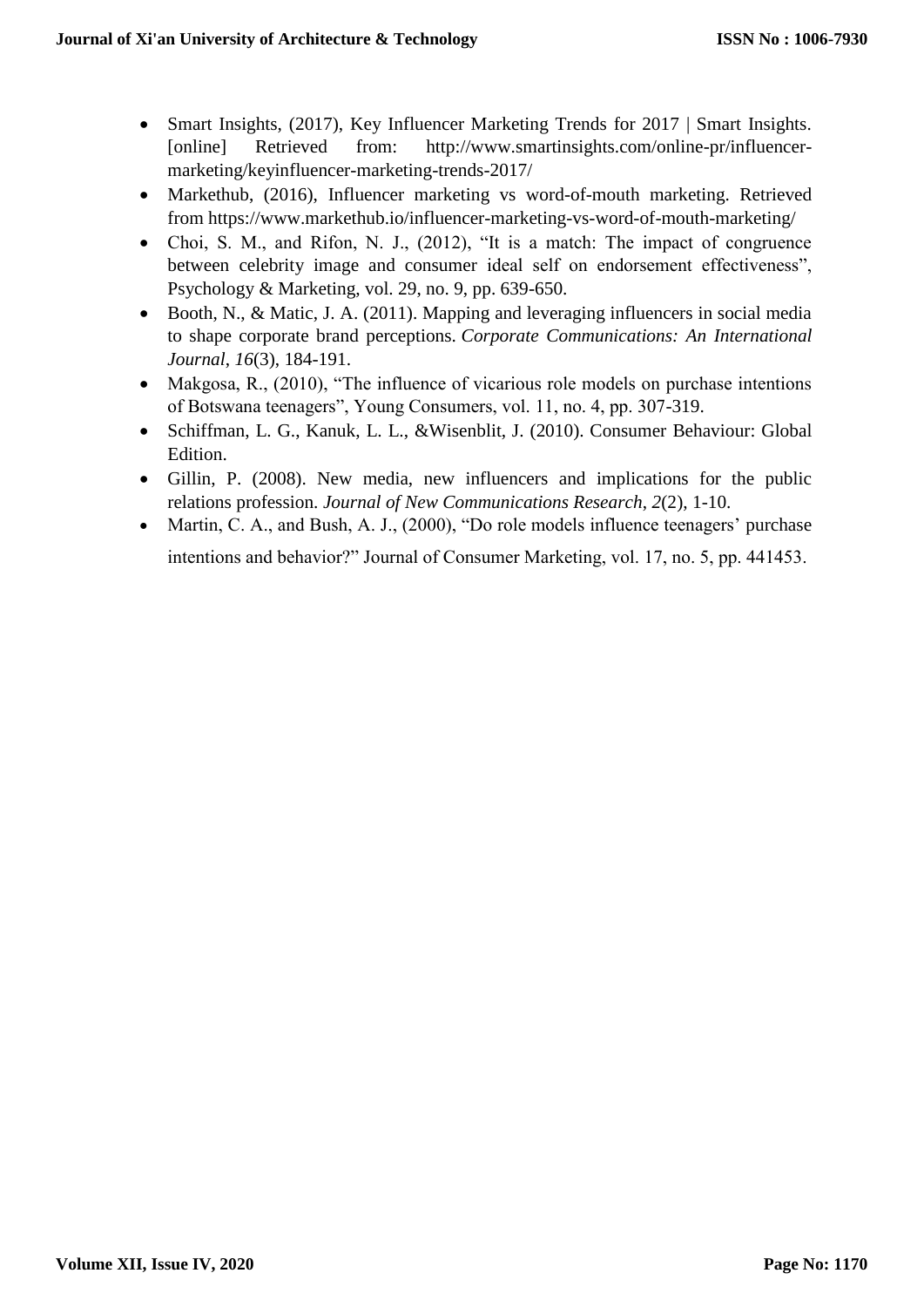- Smart Insights, (2017), Key Influencer Marketing Trends for 2017 | Smart Insights. [online] Retrieved from: http://www.smartinsights.com/online-pr/influencer-marketing/keyinfluencer-marketing-trends-2017/
- Markethub, (2016), Influencer marketing vs word-of-mouth marketing. Retrieved from https://www.markethub.io/influencer-marketing-vs-word-of-mouth-marketing/
- Choi, S. M., and Rifon, N. J., (2012), "It is a match: The impact of congruence between celebrity image and consumer ideal self on endorsement effectiveness", Psychology & Marketing, vol. 29, no. 9, pp. 639-650.
- Booth, N., & Matic, J. A. (2011). Mapping and leveraging influencers in social media to shape corporate brand perceptions. *Corporate Communications: An International Journal*, *16*(3), 184-191.
- Makgosa, R., (2010), "The influence of vicarious role models on purchase intentions of Botswana teenagers", Young Consumers, vol. 11, no. 4, pp. 307-319.
- Schiffman, L. G., Kanuk, L. L., &Wisenblit, J. (2010). Consumer Behaviour: Global Edition.
- Gillin, P. (2008). New media, new influencers and implications for the public relations profession. *Journal of New Communications Research*, *2*(2), 1-10.
- Martin, C. A., and Bush, A. J., (2000), "Do role models influence teenagers' purchase intentions and behavior?" Journal of Consumer Marketing, vol. 17, no. 5, pp. 441453.